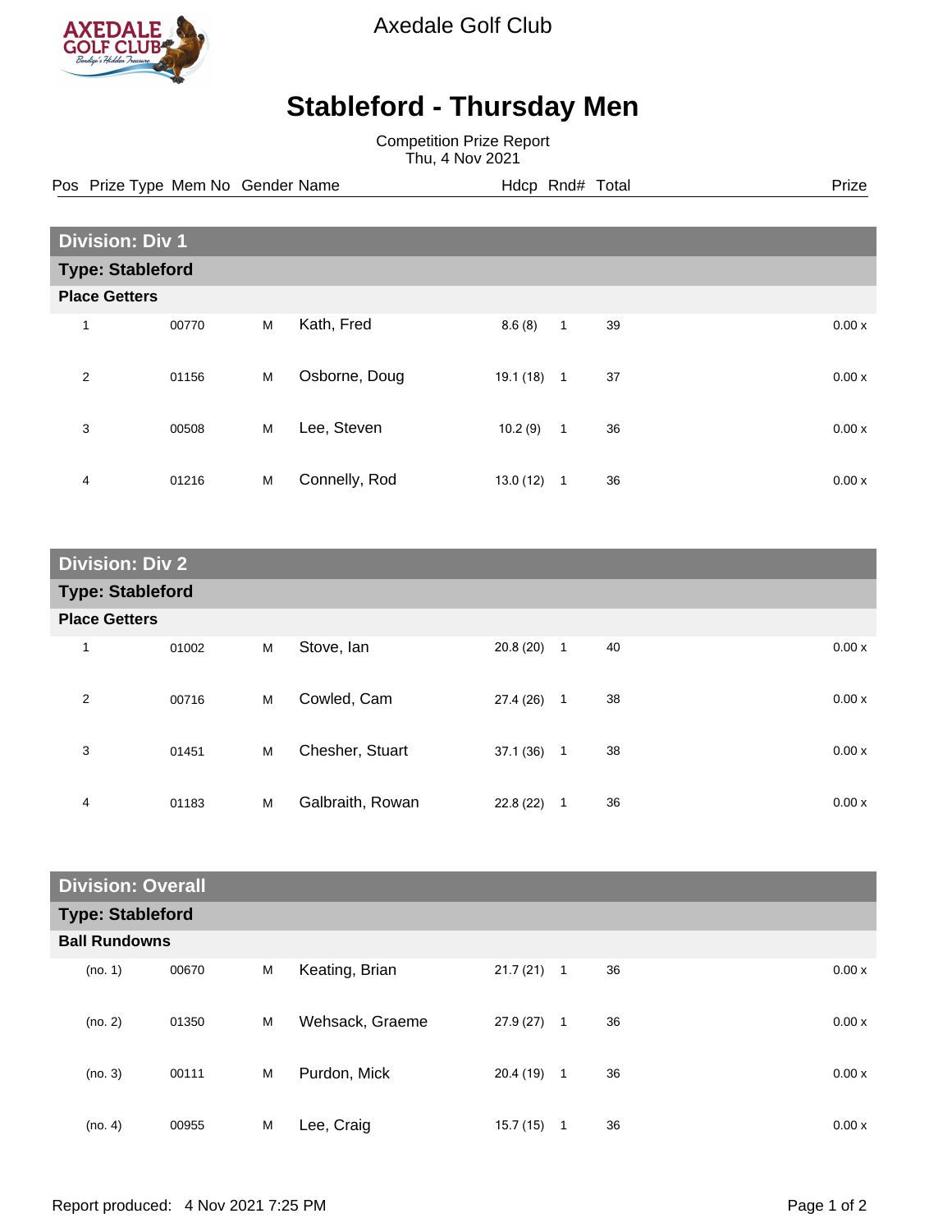Axedale Golf Club

# Stableford - Thursday Men

Competition Prize Report
Thu, 4 Nov 2021

## Division: Div 1

### Type: Stableford

**Place Getters**

| Pos | Prize Type | Mem No | Gender | Name | Hdcp | Rnd# | Total | Prize |
|---|---|---|---|---|---|---|---|---|
| 1 | | 00770 | M | Kath, Fred | 8.6 (8) | 1 | 39 | 0.00 x |
| 2 | | 01156 | M | Osborne, Doug | 19.1 (18) | 1 | 37 | 0.00 x |
| 3 | | 00508 | M | Lee, Steven | 10.2 (9) | 1 | 36 | 0.00 x |
| 4 | | 01216 | M | Connelly, Rod | 13.0 (12) | 1 | 36 | 0.00 x |

## Division: Div 2

### Type: Stableford

**Place Getters**

| Pos | Prize Type | Mem No | Gender | Name | Hdcp | Rnd# | Total | Prize |
|---|---|---|---|---|---|---|---|---|
| 1 | | 01002 | M | Stove, Ian | 20.8 (20) | 1 | 40 | 0.00 x |
| 2 | | 00716 | M | Cowled, Cam | 27.4 (26) | 1 | 38 | 0.00 x |
| 3 | | 01451 | M | Chesher, Stuart | 37.1 (36) | 1 | 38 | 0.00 x |
| 4 | | 01183 | M | Galbraith, Rowan | 22.8 (22) | 1 | 36 | 0.00 x |

## Division: Overall

### Type: Stableford

**Ball Rundowns**

| Pos | Prize Type | Mem No | Gender | Name | Hdcp | Rnd# | Total | Prize |
|---|---|---|---|---|---|---|---|---|
| (no. 1) | | 00670 | M | Keating, Brian | 21.7 (21) | 1 | 36 | 0.00 x |
| (no. 2) | | 01350 | M | Wehsack, Graeme | 27.9 (27) | 1 | 36 | 0.00 x |
| (no. 3) | | 00111 | M | Purdon, Mick | 20.4 (19) | 1 | 36 | 0.00 x |
| (no. 4) | | 00955 | M | Lee, Craig | 15.7 (15) | 1 | 36 | 0.00 x |

Report produced: 4 Nov 2021 7:25 PM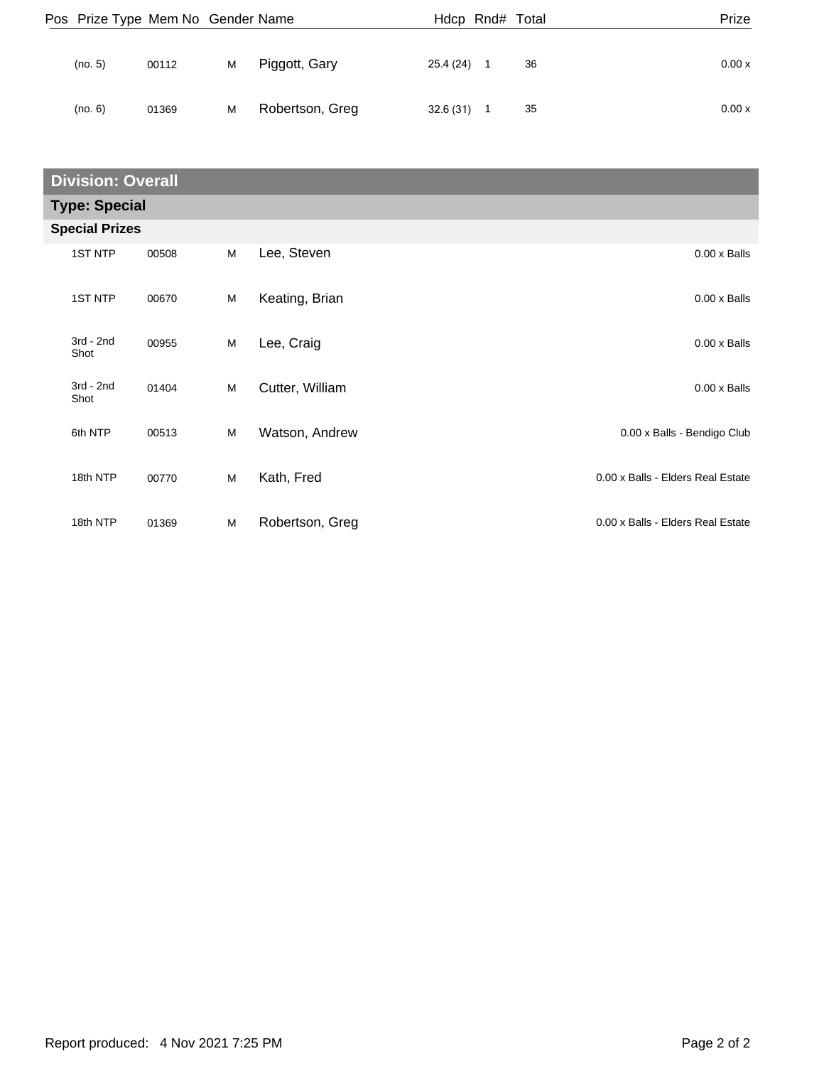| Pos | Prize Type | Mem No | Gender | Name | Hdcp | Rnd# | Total | Prize |
|---|---|---|---|---|---|---|---|---|
| | (no. 5) | 00112 | M | Piggott, Gary | 25.4 (24) | 1 | 36 | 0.00 x |
| | (no. 6) | 01369 | M | Robertson, Greg | 32.6 (31) | 1 | 35 | 0.00 x |

## Division: Overall

### Type: Special

#### Special Prizes

| | | | | |
|---|---|---|---|---|
| 1ST NTP | 00508 | M | Lee, Steven | 0.00 x Balls |
| 1ST NTP | 00670 | M | Keating, Brian | 0.00 x Balls |
| 3rd - 2nd Shot | 00955 | M | Lee, Craig | 0.00 x Balls |
| 3rd - 2nd Shot | 01404 | M | Cutter, William | 0.00 x Balls |
| 6th NTP | 00513 | M | Watson, Andrew | 0.00 x Balls - Bendigo Club |
| 18th NTP | 00770 | M | Kath, Fred | 0.00 x Balls - Elders Real Estate |
| 18th NTP | 01369 | M | Robertson, Greg | 0.00 x Balls - Elders Real Estate |

Report produced: 4 Nov 2021 7:25 PM